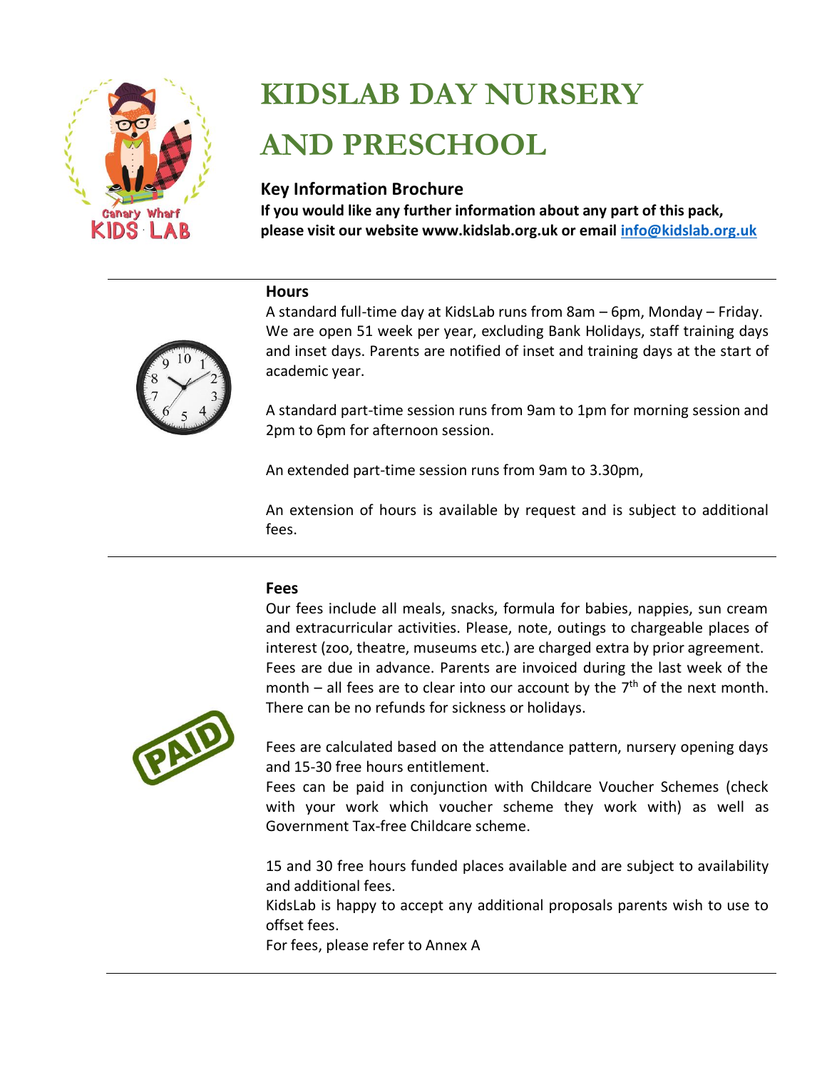# KIDSLAB DAY NURSERY AND PRESCHOOL

**Key Information Brochure**

**If you would like any further information about any part of this pack, please visit our website www.kidslab.org.uk or email info@kidslab.org.uk**

## Hours

A standard full-time day at KidsLab runs from 8am – 6pm, Monday – Friday. We are open 51 week per year, excluding Bank Holidays, staff training days and inset days. Parents are notified of inset and training days at the start of academic year.

A standard part-time session runs from 9am to 1pm for morning session and 2pm to 6pm for afternoon session.

An extended part-time session runs from 9am to 3.30pm,

An extension of hours is available by request and is subject to additional fees.

## Fees

Our fees include all meals, snacks, formula for babies, nappies, sun cream and extracurricular activities. Please, note, outings to chargeable places of interest (zoo, theatre, museums etc.) are charged extra by prior agreement. Fees are due in advance. Parents are invoiced during the last week of the month – all fees are to clear into our account by the 7th of the next month. There can be no refunds for sickness or holidays.

Fees are calculated based on the attendance pattern, nursery opening days and 15-30 free hours entitlement.

Fees can be paid in conjunction with Childcare Voucher Schemes (check with your work which voucher scheme they work with) as well as Government Tax-free Childcare scheme.

15 and 30 free hours funded places available and are subject to availability and additional fees.

KidsLab is happy to accept any additional proposals parents wish to use to offset fees.

For fees, please refer to Annex A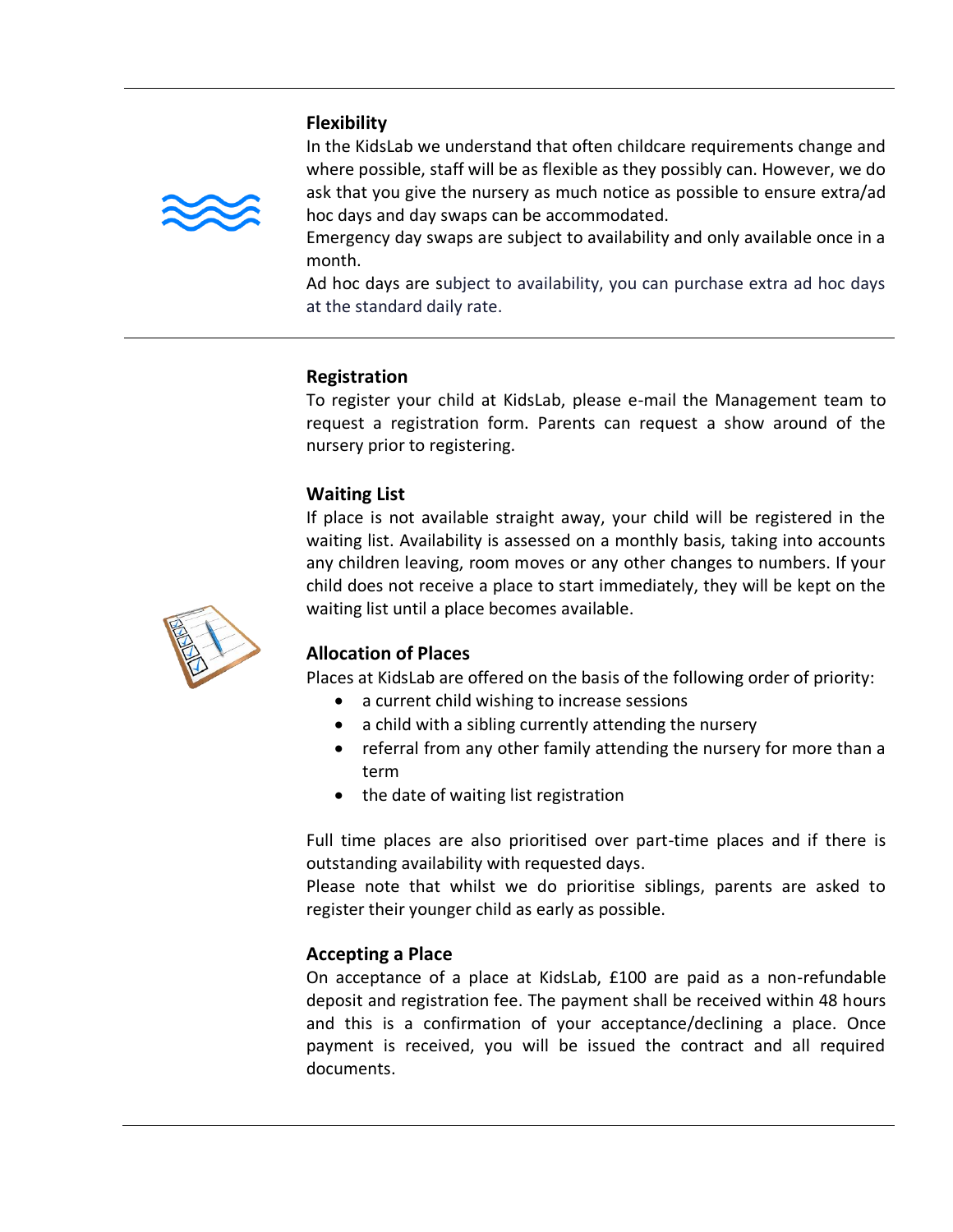## Flexibility

In the KidsLab we understand that often childcare requirements change and where possible, staff will be as flexible as they possibly can. However, we do ask that you give the nursery as much notice as possible to ensure extra/ad hoc days and day swaps can be accommodated.

Emergency day swaps are subject to availability and only available once in a month.

Ad hoc days are subject to availability, you can purchase extra ad hoc days at the standard daily rate.

## Registration

To register your child at KidsLab, please e-mail the Management team to request a registration form. Parents can request a show around of the nursery prior to registering.

## Waiting List

If place is not available straight away, your child will be registered in the waiting list. Availability is assessed on a monthly basis, taking into accounts any children leaving, room moves or any other changes to numbers. If your child does not receive a place to start immediately, they will be kept on the waiting list until a place becomes available.

## Allocation of Places

Places at KidsLab are offered on the basis of the following order of priority:

- a current child wishing to increase sessions
- a child with a sibling currently attending the nursery
- referral from any other family attending the nursery for more than a term
- the date of waiting list registration

Full time places are also prioritised over part-time places and if there is outstanding availability with requested days.

Please note that whilst we do prioritise siblings, parents are asked to register their younger child as early as possible.

## Accepting a Place

On acceptance of a place at KidsLab, £100 are paid as a non-refundable deposit and registration fee. The payment shall be received within 48 hours and this is a confirmation of your acceptance/declining a place. Once payment is received, you will be issued the contract and all required documents.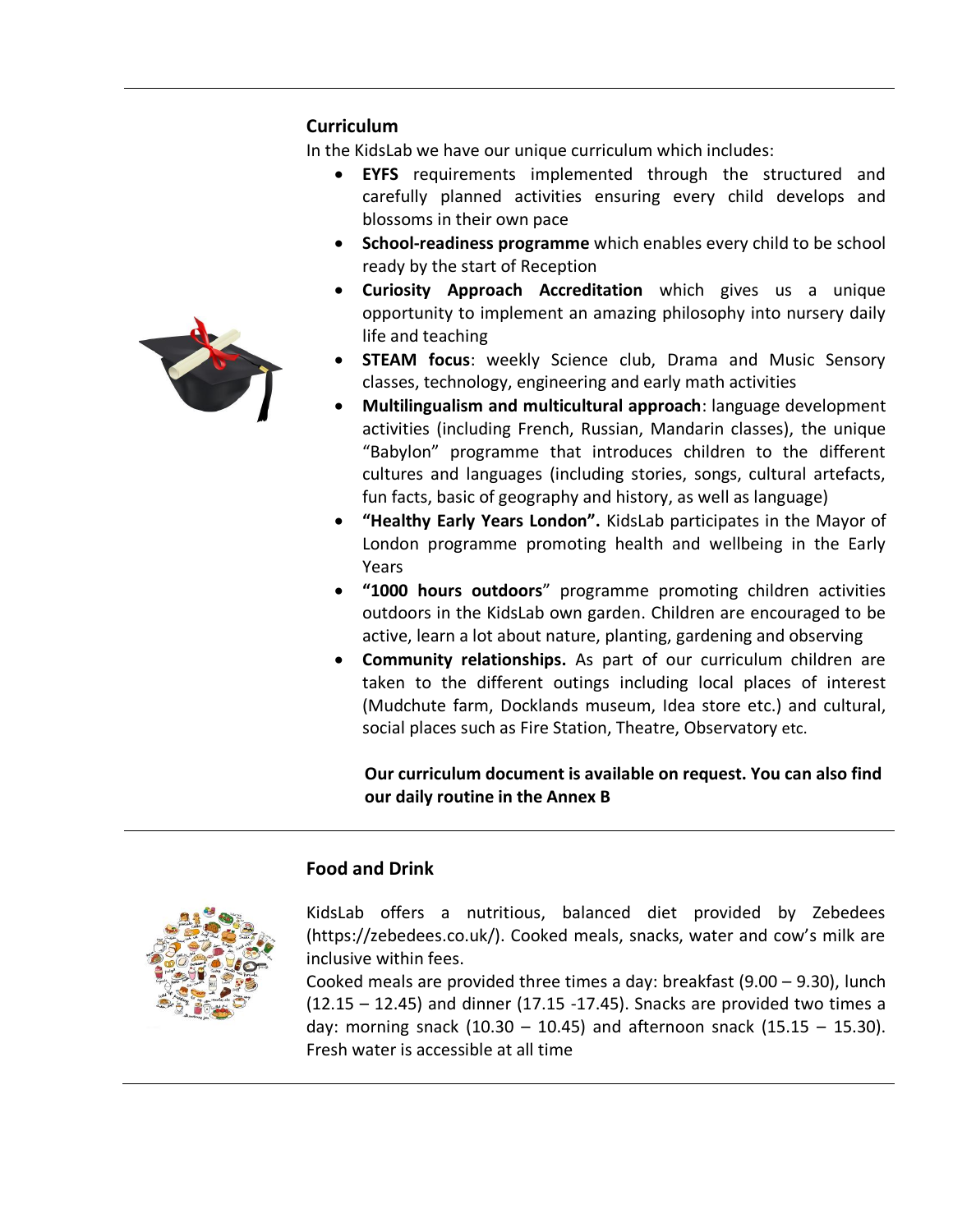## Curriculum

In the KidsLab we have our unique curriculum which includes:

- **EYFS** requirements implemented through the structured and carefully planned activities ensuring every child develops and blossoms in their own pace
- **School-readiness programme** which enables every child to be school ready by the start of Reception
- **Curiosity Approach Accreditation** which gives us a unique opportunity to implement an amazing philosophy into nursery daily life and teaching
- **STEAM focus**: weekly Science club, Drama and Music Sensory classes, technology, engineering and early math activities
- **Multilingualism and multicultural approach**: language development activities (including French, Russian, Mandarin classes), the unique "Babylon" programme that introduces children to the different cultures and languages (including stories, songs, cultural artefacts, fun facts, basic of geography and history, as well as language)
- **"Healthy Early Years London".** KidsLab participates in the Mayor of London programme promoting health and wellbeing in the Early Years
- **"1000 hours outdoors"** programme promoting children activities outdoors in the KidsLab own garden. Children are encouraged to be active, learn a lot about nature, planting, gardening and observing
- **Community relationships.** As part of our curriculum children are taken to the different outings including local places of interest (Mudchute farm, Docklands museum, Idea store etc.) and cultural, social places such as Fire Station, Theatre, Observatory etc.

**Our curriculum document is available on request. You can also find our daily routine in the Annex B**

## Food and Drink

KidsLab offers a nutritious, balanced diet provided by Zebedees (https://zebedees.co.uk/). Cooked meals, snacks, water and cow's milk are inclusive within fees.

Cooked meals are provided three times a day: breakfast (9.00 – 9.30), lunch (12.15 – 12.45) and dinner (17.15 -17.45). Snacks are provided two times a day: morning snack (10.30 – 10.45) and afternoon snack (15.15 – 15.30). Fresh water is accessible at all time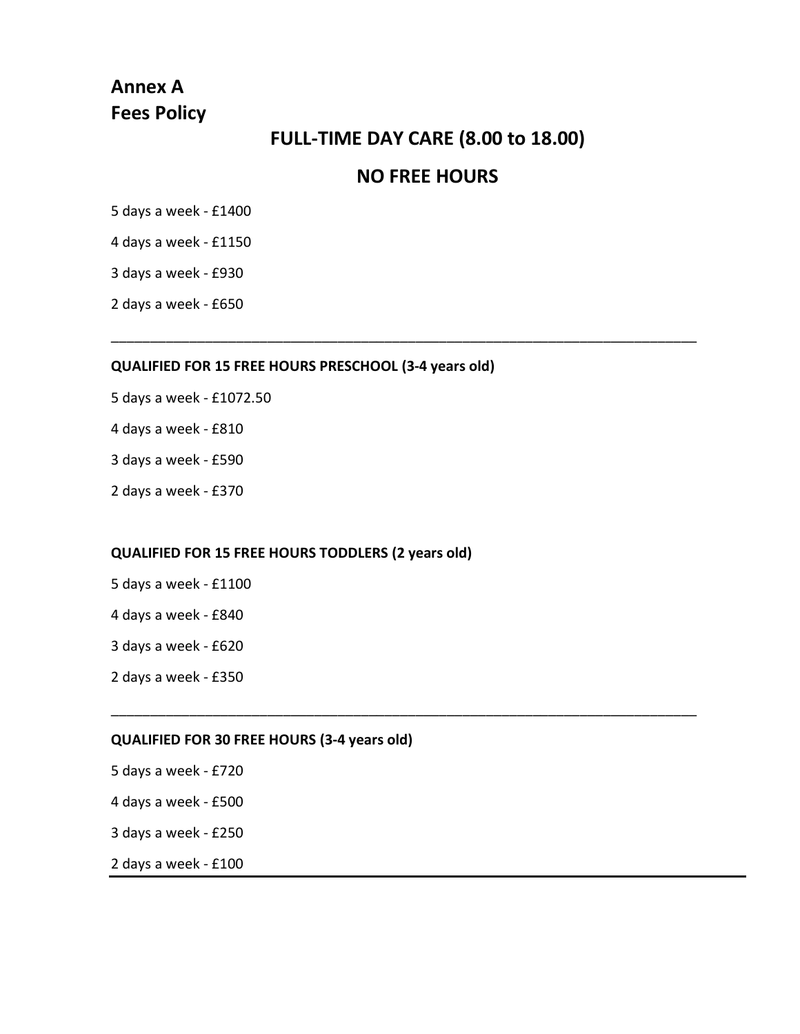# Annex A
# Fees Policy

## FULL-TIME DAY CARE (8.00 to 18.00)

## NO FREE HOURS

5 days a week - £1400

4 days a week - £1150

3 days a week - £930

2 days a week - £650

---

**QUALIFIED FOR 15 FREE HOURS PRESCHOOL (3-4 years old)**

5 days a week - £1072.50

4 days a week - £810

3 days a week - £590

2 days a week - £370

**QUALIFIED FOR 15 FREE HOURS TODDLERS (2 years old)**

5 days a week - £1100

4 days a week - £840

3 days a week - £620

2 days a week - £350

---

**QUALIFIED FOR 30 FREE HOURS (3-4 years old)**

5 days a week - £720

4 days a week - £500

3 days a week - £250

2 days a week - £100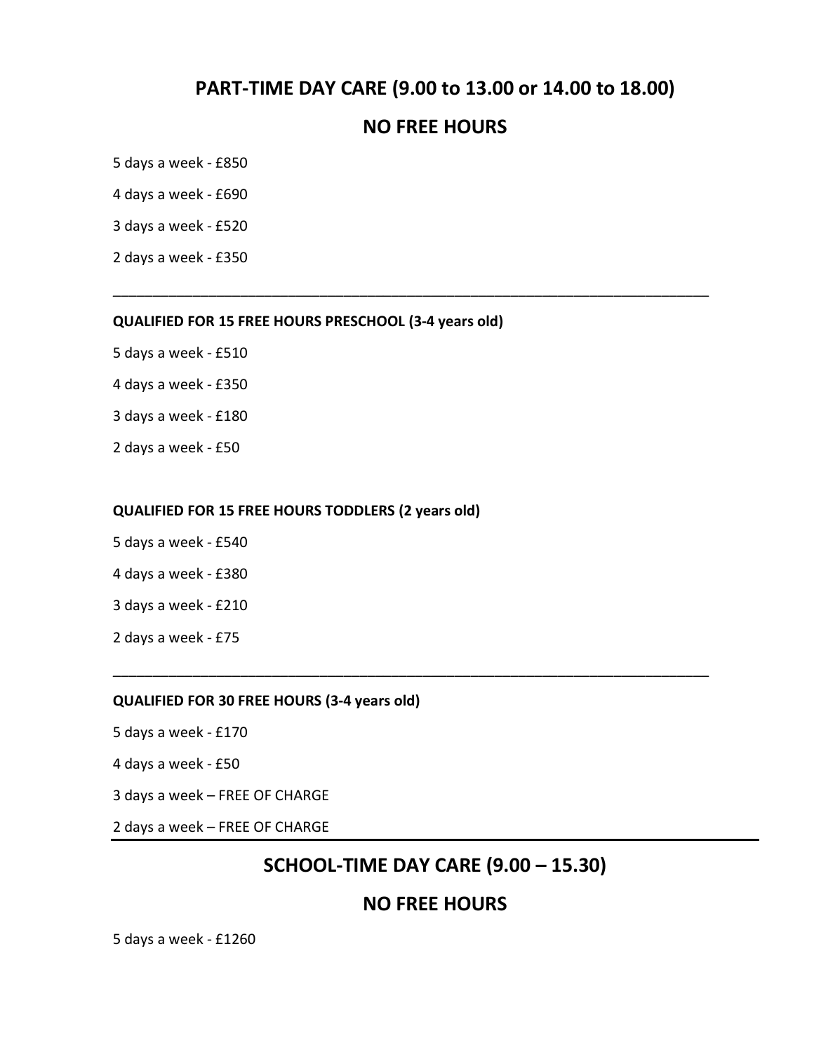## PART-TIME DAY CARE (9.00 to 13.00 or 14.00 to 18.00)

## NO FREE HOURS

5 days a week - £850

4 days a week - £690

3 days a week - £520

2 days a week - £350

---

**QUALIFIED FOR 15 FREE HOURS PRESCHOOL (3-4 years old)**

5 days a week - £510

4 days a week - £350

3 days a week - £180

2 days a week - £50

**QUALIFIED FOR 15 FREE HOURS TODDLERS (2 years old)**

5 days a week - £540

4 days a week - £380

3 days a week - £210

2 days a week - £75

---

**QUALIFIED FOR 30 FREE HOURS (3-4 years old)**

5 days a week - £170

4 days a week - £50

3 days a week – FREE OF CHARGE

2 days a week – FREE OF CHARGE

---

## SCHOOL-TIME DAY CARE (9.00 – 15.30)

## NO FREE HOURS

5 days a week - £1260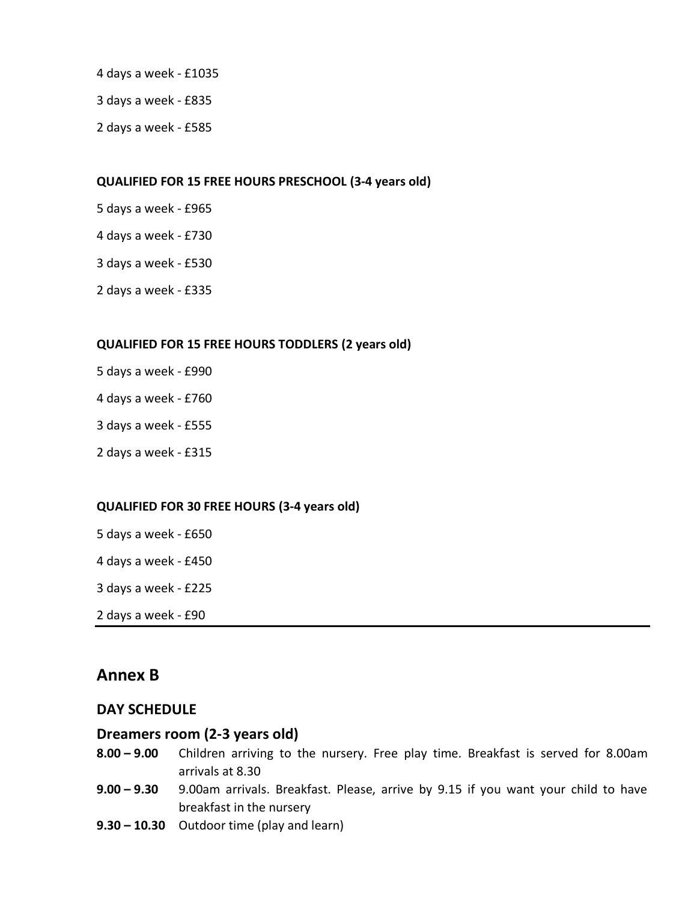4 days a week - £1035

3 days a week - £835

2 days a week - £585

**QUALIFIED FOR 15 FREE HOURS PRESCHOOL (3-4 years old)**

5 days a week - £965

4 days a week - £730

3 days a week - £530

2 days a week - £335

**QUALIFIED FOR 15 FREE HOURS TODDLERS (2 years old)**

5 days a week - £990

4 days a week - £760

3 days a week - £555

2 days a week - £315

**QUALIFIED FOR 30 FREE HOURS (3-4 years old)**

5 days a week - £650

4 days a week - £450

3 days a week - £225

2 days a week - £90

---

## Annex B

### DAY SCHEDULE

### Dreamers room (2-3 years old)

**8.00 – 9.00** Children arriving to the nursery. Free play time. Breakfast is served for 8.00am arrivals at 8.30

**9.00 – 9.30** 9.00am arrivals. Breakfast. Please, arrive by 9.15 if you want your child to have breakfast in the nursery

**9.30 – 10.30** Outdoor time (play and learn)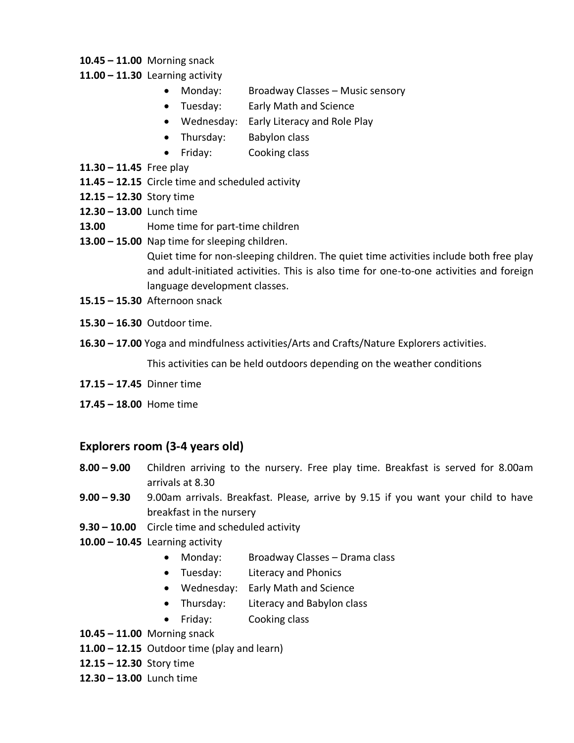**10.45 – 11.00** Morning snack

**11.00 – 11.30** Learning activity

- Monday: Broadway Classes – Music sensory
- Tuesday: Early Math and Science
- Wednesday: Early Literacy and Role Play
- Thursday: Babylon class
- Friday: Cooking class

**11.30 – 11.45** Free play

**11.45 – 12.15** Circle time and scheduled activity

**12.15 – 12.30** Story time

**12.30 – 13.00** Lunch time

**13.00** Home time for part-time children

**13.00 – 15.00** Nap time for sleeping children.
Quiet time for non-sleeping children. The quiet time activities include both free play and adult-initiated activities. This is also time for one-to-one activities and foreign language development classes.

**15.15 – 15.30** Afternoon snack

**15.30 – 16.30** Outdoor time.

**16.30 – 17.00** Yoga and mindfulness activities/Arts and Crafts/Nature Explorers activities.

This activities can be held outdoors depending on the weather conditions

**17.15 – 17.45** Dinner time

**17.45 – 18.00** Home time

## Explorers room (3-4 years old)

**8.00 – 9.00** Children arriving to the nursery. Free play time. Breakfast is served for 8.00am arrivals at 8.30

**9.00 – 9.30** 9.00am arrivals. Breakfast. Please, arrive by 9.15 if you want your child to have breakfast in the nursery

**9.30 – 10.00** Circle time and scheduled activity

**10.00 – 10.45** Learning activity

- Monday: Broadway Classes – Drama class
- Tuesday: Literacy and Phonics
- Wednesday: Early Math and Science
- Thursday: Literacy and Babylon class
- Friday: Cooking class

**10.45 – 11.00** Morning snack

**11.00 – 12.15** Outdoor time (play and learn)

**12.15 – 12.30** Story time

**12.30 – 13.00** Lunch time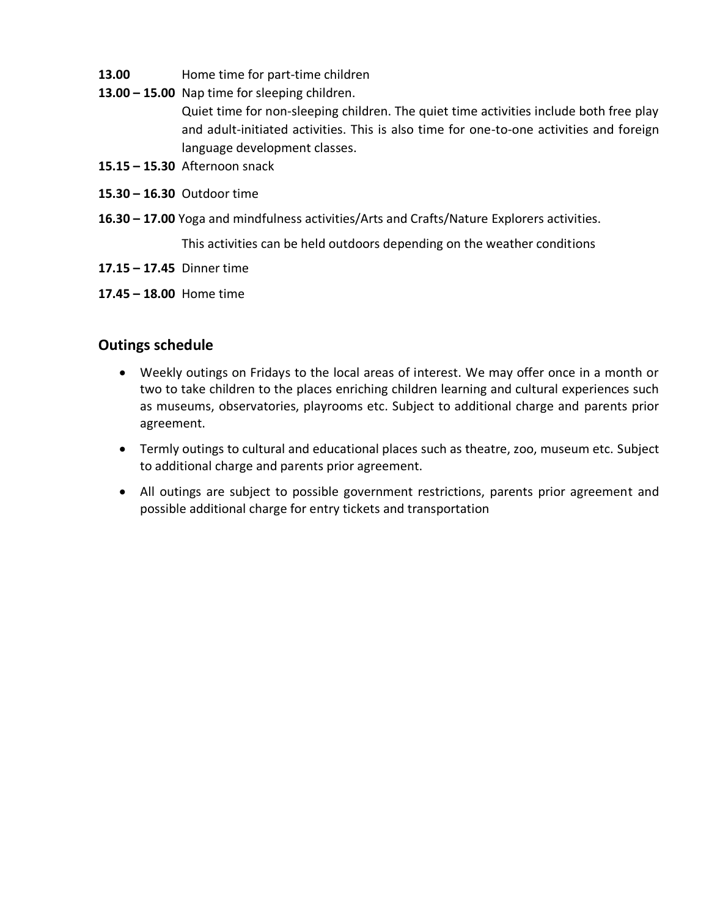**13.00** Home time for part-time children

**13.00 – 15.00** Nap time for sleeping children.
Quiet time for non-sleeping children. The quiet time activities include both free play and adult-initiated activities. This is also time for one-to-one activities and foreign language development classes.

**15.15 – 15.30** Afternoon snack

**15.30 – 16.30** Outdoor time

**16.30 – 17.00** Yoga and mindfulness activities/Arts and Crafts/Nature Explorers activities.
This activities can be held outdoors depending on the weather conditions

**17.15 – 17.45** Dinner time

**17.45 – 18.00** Home time

## Outings schedule

- Weekly outings on Fridays to the local areas of interest. We may offer once in a month or two to take children to the places enriching children learning and cultural experiences such as museums, observatories, playrooms etc. Subject to additional charge and parents prior agreement.
- Termly outings to cultural and educational places such as theatre, zoo, museum etc. Subject to additional charge and parents prior agreement.
- All outings are subject to possible government restrictions, parents prior agreement and possible additional charge for entry tickets and transportation